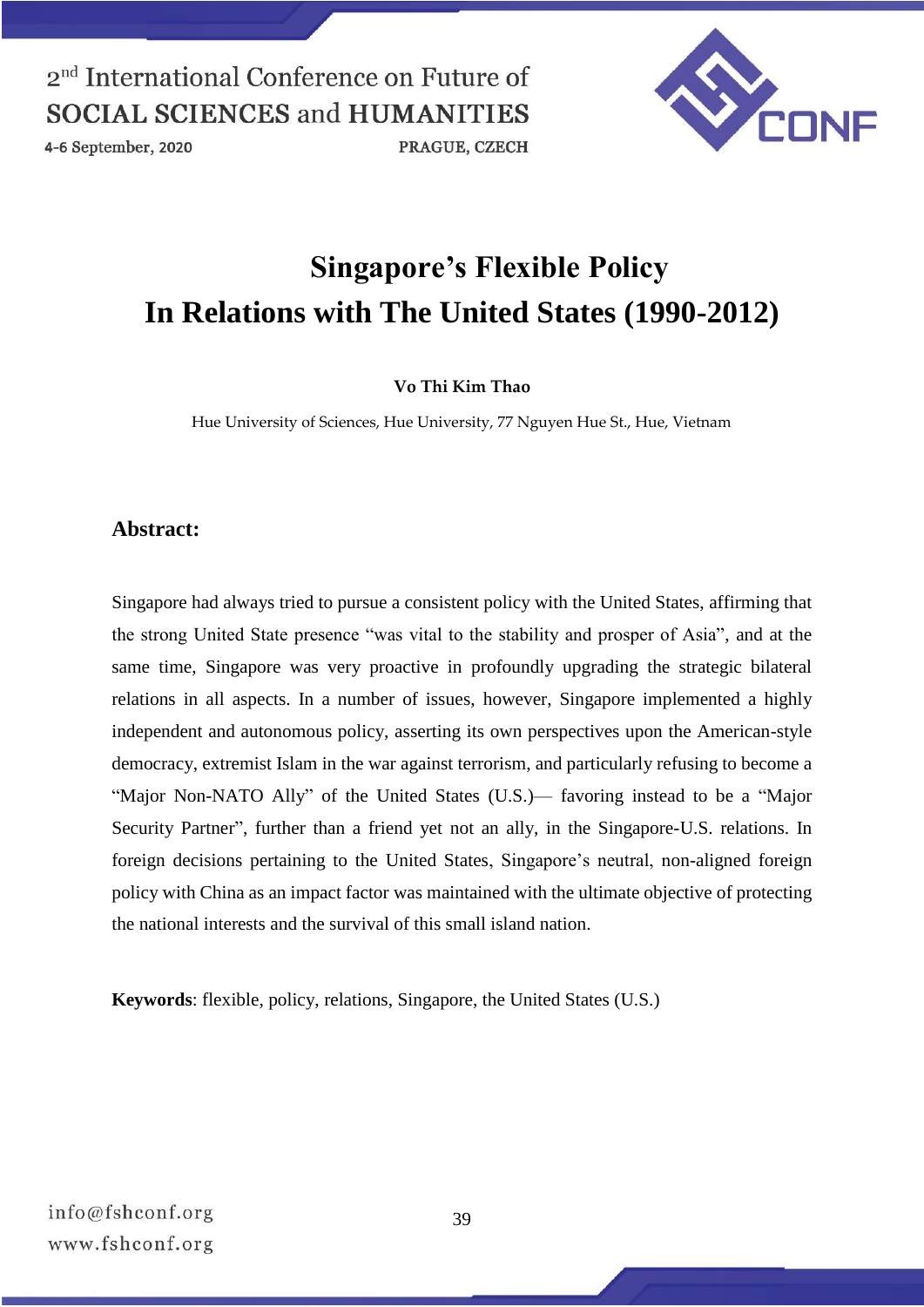# Singapore's Flexible Policy In Relations with The United States (1990-2012)

**Vo Thi Kim Thao**

Hue University of Sciences, Hue University, 77 Nguyen Hue St., Hue, Vietnam

## Abstract:

Singapore had always tried to pursue a consistent policy with the United States, affirming that the strong United State presence "was vital to the stability and prosper of Asia", and at the same time, Singapore was very proactive in profoundly upgrading the strategic bilateral relations in all aspects. In a number of issues, however, Singapore implemented a highly independent and autonomous policy, asserting its own perspectives upon the American-style democracy, extremist Islam in the war against terrorism, and particularly refusing to become a "Major Non-NATO Ally" of the United States (U.S.)— favoring instead to be a "Major Security Partner", further than a friend yet not an ally, in the Singapore-U.S. relations. In foreign decisions pertaining to the United States, Singapore's neutral, non-aligned foreign policy with China as an impact factor was maintained with the ultimate objective of protecting the national interests and the survival of this small island nation.

**Keywords**: flexible, policy, relations, Singapore, the United States (U.S.)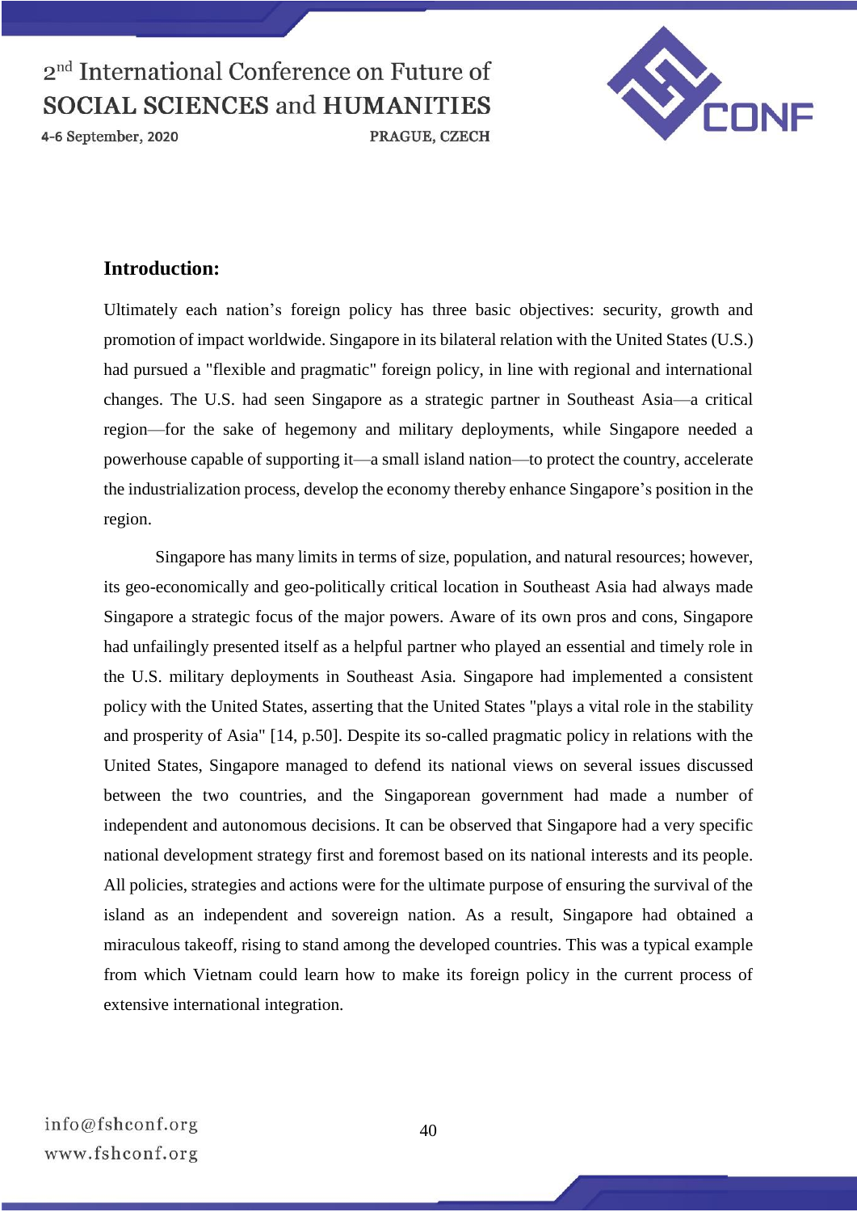## Introduction:

Ultimately each nation's foreign policy has three basic objectives: security, growth and promotion of impact worldwide. Singapore in its bilateral relation with the United States (U.S.) had pursued a "flexible and pragmatic" foreign policy, in line with regional and international changes. The U.S. had seen Singapore as a strategic partner in Southeast Asia—a critical region—for the sake of hegemony and military deployments, while Singapore needed a powerhouse capable of supporting it—a small island nation—to protect the country, accelerate the industrialization process, develop the economy thereby enhance Singapore's position in the region.

Singapore has many limits in terms of size, population, and natural resources; however, its geo-economically and geo-politically critical location in Southeast Asia had always made Singapore a strategic focus of the major powers. Aware of its own pros and cons, Singapore had unfailingly presented itself as a helpful partner who played an essential and timely role in the U.S. military deployments in Southeast Asia. Singapore had implemented a consistent policy with the United States, asserting that the United States "plays a vital role in the stability and prosperity of Asia" [14, p.50]. Despite its so-called pragmatic policy in relations with the United States, Singapore managed to defend its national views on several issues discussed between the two countries, and the Singaporean government had made a number of independent and autonomous decisions. It can be observed that Singapore had a very specific national development strategy first and foremost based on its national interests and its people. All policies, strategies and actions were for the ultimate purpose of ensuring the survival of the island as an independent and sovereign nation. As a result, Singapore had obtained a miraculous takeoff, rising to stand among the developed countries. This was a typical example from which Vietnam could learn how to make its foreign policy in the current process of extensive international integration.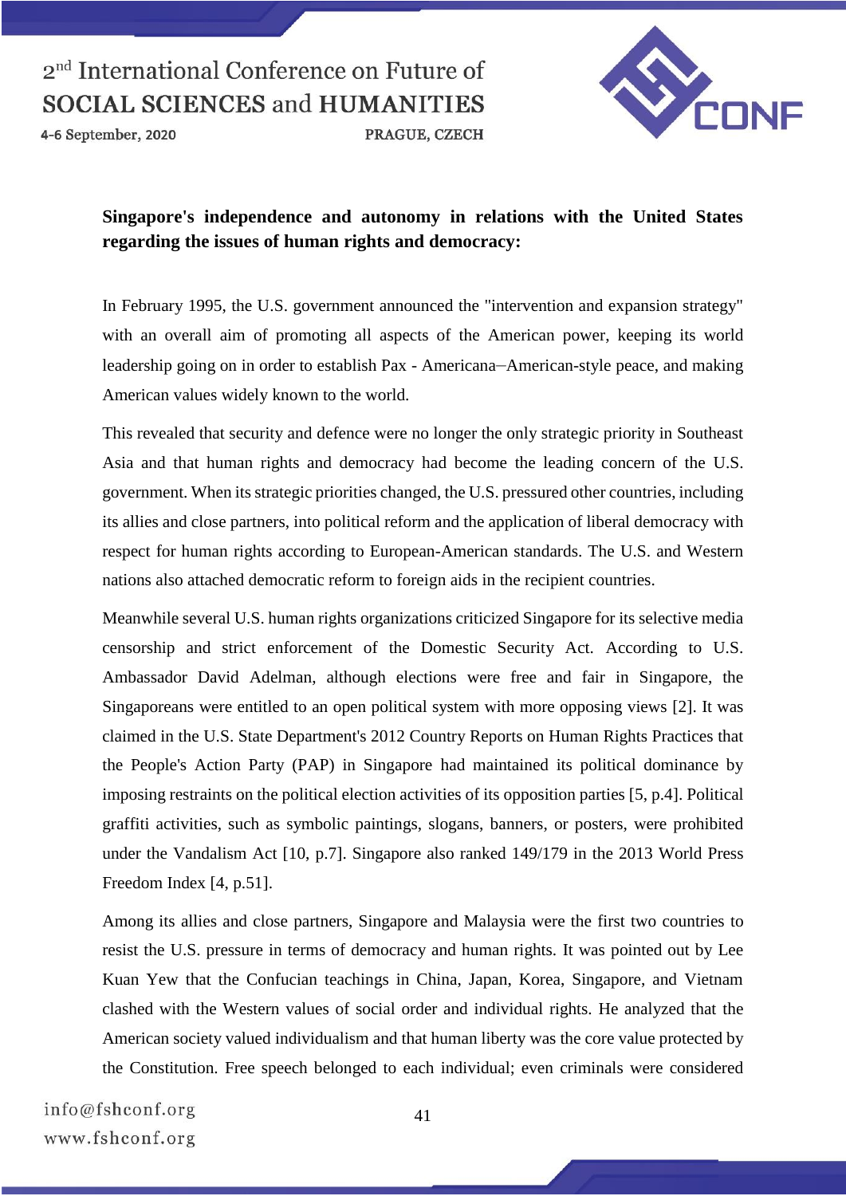**Singapore's independence and autonomy in relations with the United States regarding the issues of human rights and democracy:**

In February 1995, the U.S. government announced the "intervention and expansion strategy" with an overall aim of promoting all aspects of the American power, keeping its world leadership going on in order to establish Pax - Americana–American-style peace, and making American values widely known to the world.

This revealed that security and defence were no longer the only strategic priority in Southeast Asia and that human rights and democracy had become the leading concern of the U.S. government. When its strategic priorities changed, the U.S. pressured other countries, including its allies and close partners, into political reform and the application of liberal democracy with respect for human rights according to European-American standards. The U.S. and Western nations also attached democratic reform to foreign aids in the recipient countries.

Meanwhile several U.S. human rights organizations criticized Singapore for its selective media censorship and strict enforcement of the Domestic Security Act. According to U.S. Ambassador David Adelman, although elections were free and fair in Singapore, the Singaporeans were entitled to an open political system with more opposing views [2]. It was claimed in the U.S. State Department's 2012 Country Reports on Human Rights Practices that the People's Action Party (PAP) in Singapore had maintained its political dominance by imposing restraints on the political election activities of its opposition parties [5, p.4]. Political graffiti activities, such as symbolic paintings, slogans, banners, or posters, were prohibited under the Vandalism Act [10, p.7]. Singapore also ranked 149/179 in the 2013 World Press Freedom Index [4, p.51].

Among its allies and close partners, Singapore and Malaysia were the first two countries to resist the U.S. pressure in terms of democracy and human rights. It was pointed out by Lee Kuan Yew that the Confucian teachings in China, Japan, Korea, Singapore, and Vietnam clashed with the Western values of social order and individual rights. He analyzed that the American society valued individualism and that human liberty was the core value protected by the Constitution. Free speech belonged to each individual; even criminals were considered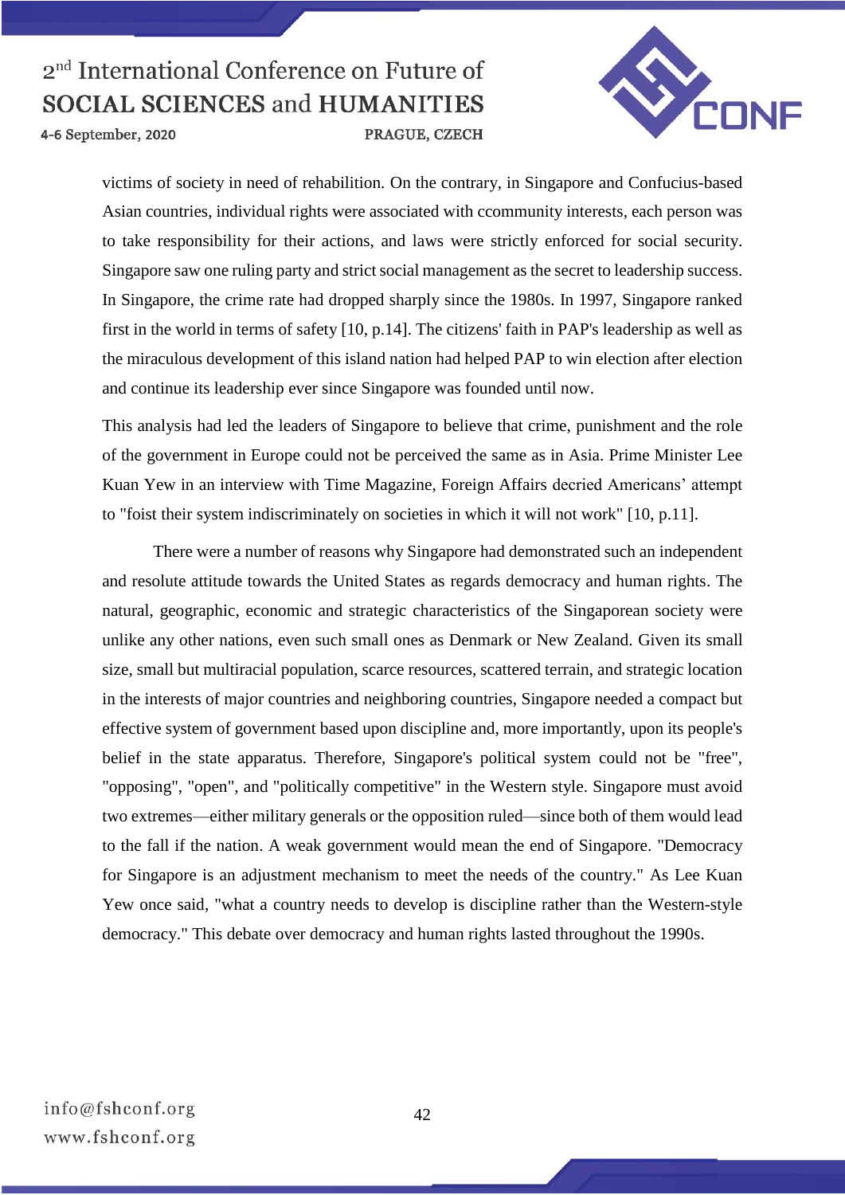victims of society in need of rehabilition. On the contrary, in Singapore and Confucius-based Asian countries, individual rights were associated with ccommunity interests, each person was to take responsibility for their actions, and laws were strictly enforced for social security. Singapore saw one ruling party and strict social management as the secret to leadership success. In Singapore, the crime rate had dropped sharply since the 1980s. In 1997, Singapore ranked first in the world in terms of safety [10, p.14]. The citizens' faith in PAP's leadership as well as the miraculous development of this island nation had helped PAP to win election after election and continue its leadership ever since Singapore was founded until now.

This analysis had led the leaders of Singapore to believe that crime, punishment and the role of the government in Europe could not be perceived the same as in Asia. Prime Minister Lee Kuan Yew in an interview with Time Magazine, Foreign Affairs decried Americans' attempt to "foist their system indiscriminately on societies in which it will not work" [10, p.11].

There were a number of reasons why Singapore had demonstrated such an independent and resolute attitude towards the United States as regards democracy and human rights. The natural, geographic, economic and strategic characteristics of the Singaporean society were unlike any other nations, even such small ones as Denmark or New Zealand. Given its small size, small but multiracial population, scarce resources, scattered terrain, and strategic location in the interests of major countries and neighboring countries, Singapore needed a compact but effective system of government based upon discipline and, more importantly, upon its people's belief in the state apparatus. Therefore, Singapore's political system could not be "free", "opposing", "open", and "politically competitive" in the Western style. Singapore must avoid two extremes—either military generals or the opposition ruled—since both of them would lead to the fall if the nation. A weak government would mean the end of Singapore. "Democracy for Singapore is an adjustment mechanism to meet the needs of the country." As Lee Kuan Yew once said, "what a country needs to develop is discipline rather than the Western-style democracy." This debate over democracy and human rights lasted throughout the 1990s.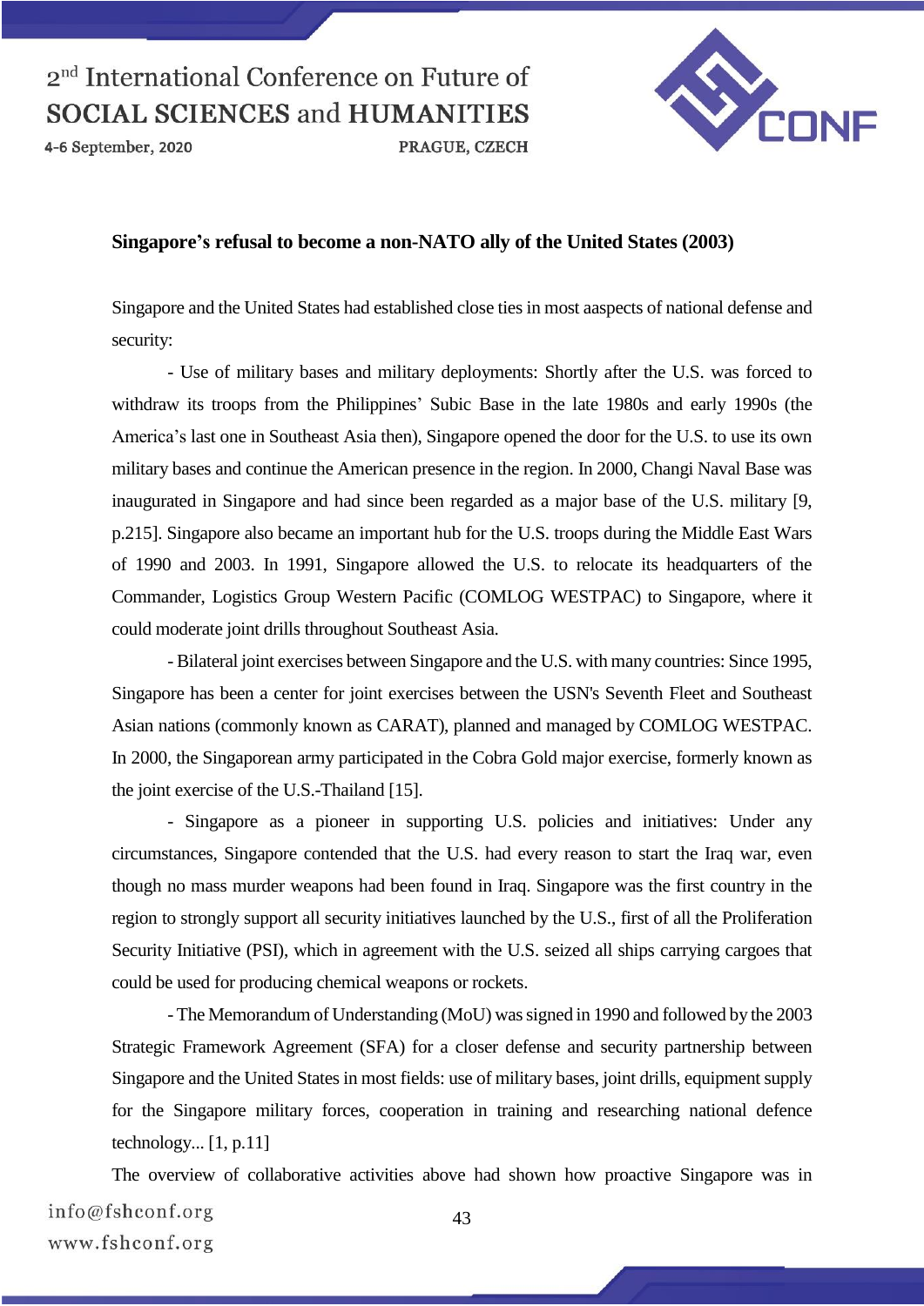**Singapore's refusal to become a non-NATO ally of the United States (2003)**

Singapore and the United States had established close ties in most aaspects of national defense and security:

- Use of military bases and military deployments: Shortly after the U.S. was forced to withdraw its troops from the Philippines' Subic Base in the late 1980s and early 1990s (the America's last one in Southeast Asia then), Singapore opened the door for the U.S. to use its own military bases and continue the American presence in the region. In 2000, Changi Naval Base was inaugurated in Singapore and had since been regarded as a major base of the U.S. military [9, p.215]. Singapore also became an important hub for the U.S. troops during the Middle East Wars of 1990 and 2003. In 1991, Singapore allowed the U.S. to relocate its headquarters of the Commander, Logistics Group Western Pacific (COMLOG WESTPAC) to Singapore, where it could moderate joint drills throughout Southeast Asia.

- Bilateral joint exercises between Singapore and the U.S. with many countries: Since 1995, Singapore has been a center for joint exercises between the USN's Seventh Fleet and Southeast Asian nations (commonly known as CARAT), planned and managed by COMLOG WESTPAC. In 2000, the Singaporean army participated in the Cobra Gold major exercise, formerly known as the joint exercise of the U.S.-Thailand [15].

- Singapore as a pioneer in supporting U.S. policies and initiatives: Under any circumstances, Singapore contended that the U.S. had every reason to start the Iraq war, even though no mass murder weapons had been found in Iraq. Singapore was the first country in the region to strongly support all security initiatives launched by the U.S., first of all the Proliferation Security Initiative (PSI), which in agreement with the U.S. seized all ships carrying cargoes that could be used for producing chemical weapons or rockets.

- The Memorandum of Understanding (MoU) was signed in 1990 and followed by the 2003 Strategic Framework Agreement (SFA) for a closer defense and security partnership between Singapore and the United States in most fields: use of military bases, joint drills, equipment supply for the Singapore military forces, cooperation in training and researching national defence technology... [1, p.11]

The overview of collaborative activities above had shown how proactive Singapore was in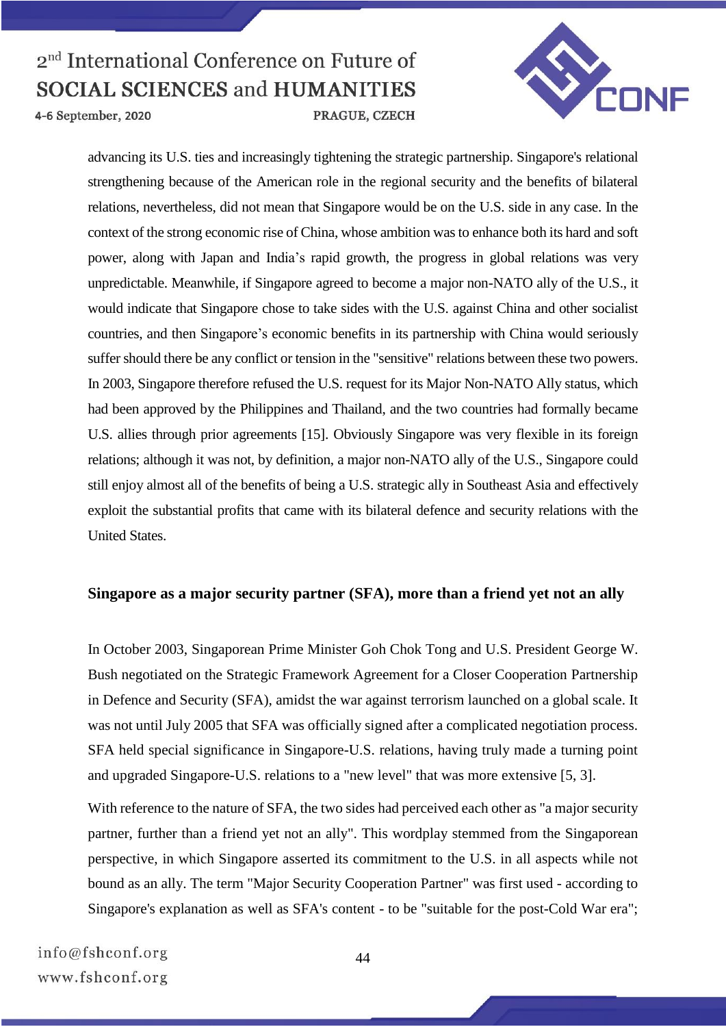advancing its U.S. ties and increasingly tightening the strategic partnership. Singapore's relational strengthening because of the American role in the regional security and the benefits of bilateral relations, nevertheless, did not mean that Singapore would be on the U.S. side in any case. In the context of the strong economic rise of China, whose ambition was to enhance both its hard and soft power, along with Japan and India's rapid growth, the progress in global relations was very unpredictable. Meanwhile, if Singapore agreed to become a major non-NATO ally of the U.S., it would indicate that Singapore chose to take sides with the U.S. against China and other socialist countries, and then Singapore's economic benefits in its partnership with China would seriously suffer should there be any conflict or tension in the "sensitive" relations between these two powers. In 2003, Singapore therefore refused the U.S. request for its Major Non-NATO Ally status, which had been approved by the Philippines and Thailand, and the two countries had formally became U.S. allies through prior agreements [15]. Obviously Singapore was very flexible in its foreign relations; although it was not, by definition, a major non-NATO ally of the U.S., Singapore could still enjoy almost all of the benefits of being a U.S. strategic ally in Southeast Asia and effectively exploit the substantial profits that came with its bilateral defence and security relations with the United States.

## Singapore as a major security partner (SFA), more than a friend yet not an ally

In October 2003, Singaporean Prime Minister Goh Chok Tong and U.S. President George W. Bush negotiated on the Strategic Framework Agreement for a Closer Cooperation Partnership in Defence and Security (SFA), amidst the war against terrorism launched on a global scale. It was not until July 2005 that SFA was officially signed after a complicated negotiation process. SFA held special significance in Singapore-U.S. relations, having truly made a turning point and upgraded Singapore-U.S. relations to a "new level" that was more extensive [5, 3].

With reference to the nature of SFA, the two sides had perceived each other as "a major security partner, further than a friend yet not an ally". This wordplay stemmed from the Singaporean perspective, in which Singapore asserted its commitment to the U.S. in all aspects while not bound as an ally. The term "Major Security Cooperation Partner" was first used - according to Singapore's explanation as well as SFA's content - to be "suitable for the post-Cold War era";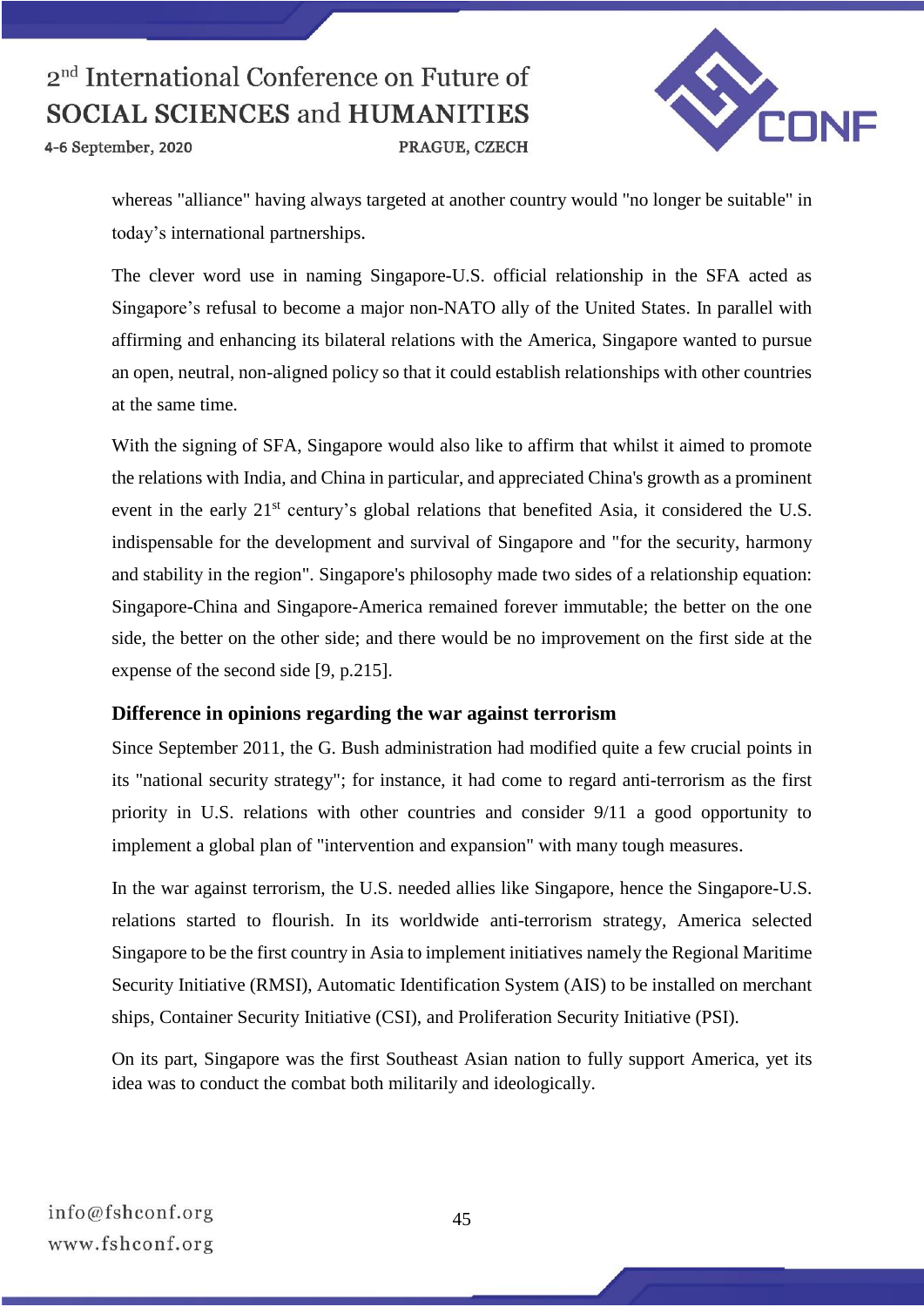whereas "alliance" having always targeted at another country would "no longer be suitable" in today's international partnerships.

The clever word use in naming Singapore-U.S. official relationship in the SFA acted as Singapore's refusal to become a major non-NATO ally of the United States. In parallel with affirming and enhancing its bilateral relations with the America, Singapore wanted to pursue an open, neutral, non-aligned policy so that it could establish relationships with other countries at the same time.

With the signing of SFA, Singapore would also like to affirm that whilst it aimed to promote the relations with India, and China in particular, and appreciated China's growth as a prominent event in the early 21st century's global relations that benefited Asia, it considered the U.S. indispensable for the development and survival of Singapore and "for the security, harmony and stability in the region". Singapore's philosophy made two sides of a relationship equation: Singapore-China and Singapore-America remained forever immutable; the better on the one side, the better on the other side; and there would be no improvement on the first side at the expense of the second side [9, p.215].

### Difference in opinions regarding the war against terrorism

Since September 2011, the G. Bush administration had modified quite a few crucial points in its "national security strategy"; for instance, it had come to regard anti-terrorism as the first priority in U.S. relations with other countries and consider 9/11 a good opportunity to implement a global plan of "intervention and expansion" with many tough measures.

In the war against terrorism, the U.S. needed allies like Singapore, hence the Singapore-U.S. relations started to flourish. In its worldwide anti-terrorism strategy, America selected Singapore to be the first country in Asia to implement initiatives namely the Regional Maritime Security Initiative (RMSI), Automatic Identification System (AIS) to be installed on merchant ships, Container Security Initiative (CSI), and Proliferation Security Initiative (PSI).

On its part, Singapore was the first Southeast Asian nation to fully support America, yet its idea was to conduct the combat both militarily and ideologically.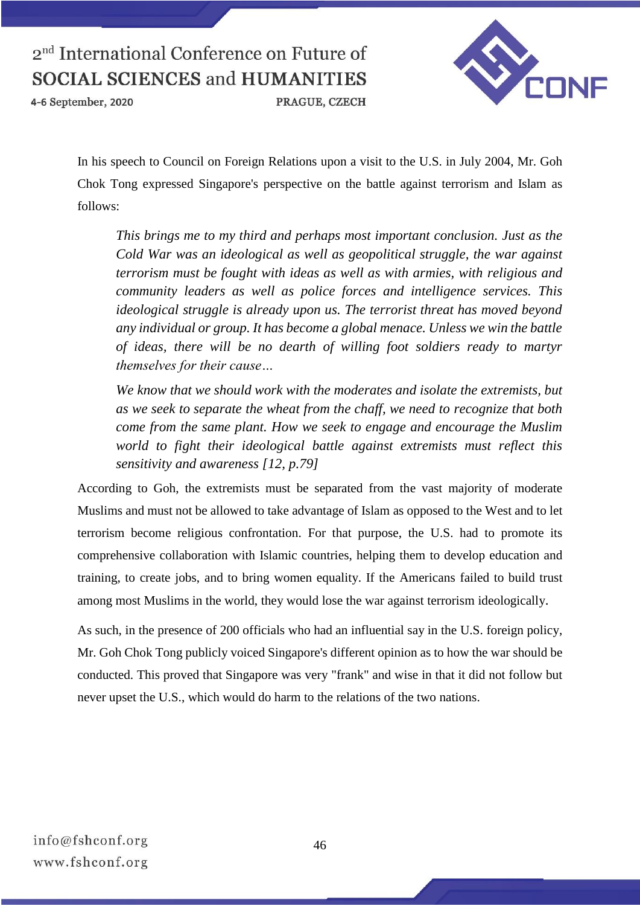In his speech to Council on Foreign Relations upon a visit to the U.S. in July 2004, Mr. Goh Chok Tong expressed Singapore's perspective on the battle against terrorism and Islam as follows:

> *This brings me to my third and perhaps most important conclusion. Just as the Cold War was an ideological as well as geopolitical struggle, the war against terrorism must be fought with ideas as well as with armies, with religious and community leaders as well as police forces and intelligence services. This ideological struggle is already upon us. The terrorist threat has moved beyond any individual or group. It has become a global menace. Unless we win the battle of ideas, there will be no dearth of willing foot soldiers ready to martyr themselves for their cause…*
>
> *We know that we should work with the moderates and isolate the extremists, but as we seek to separate the wheat from the chaff, we need to recognize that both come from the same plant. How we seek to engage and encourage the Muslim world to fight their ideological battle against extremists must reflect this sensitivity and awareness [12, p.79]*

According to Goh, the extremists must be separated from the vast majority of moderate Muslims and must not be allowed to take advantage of Islam as opposed to the West and to let terrorism become religious confrontation. For that purpose, the U.S. had to promote its comprehensive collaboration with Islamic countries, helping them to develop education and training, to create jobs, and to bring women equality. If the Americans failed to build trust among most Muslims in the world, they would lose the war against terrorism ideologically.

As such, in the presence of 200 officials who had an influential say in the U.S. foreign policy, Mr. Goh Chok Tong publicly voiced Singapore's different opinion as to how the war should be conducted. This proved that Singapore was very "frank" and wise in that it did not follow but never upset the U.S., which would do harm to the relations of the two nations.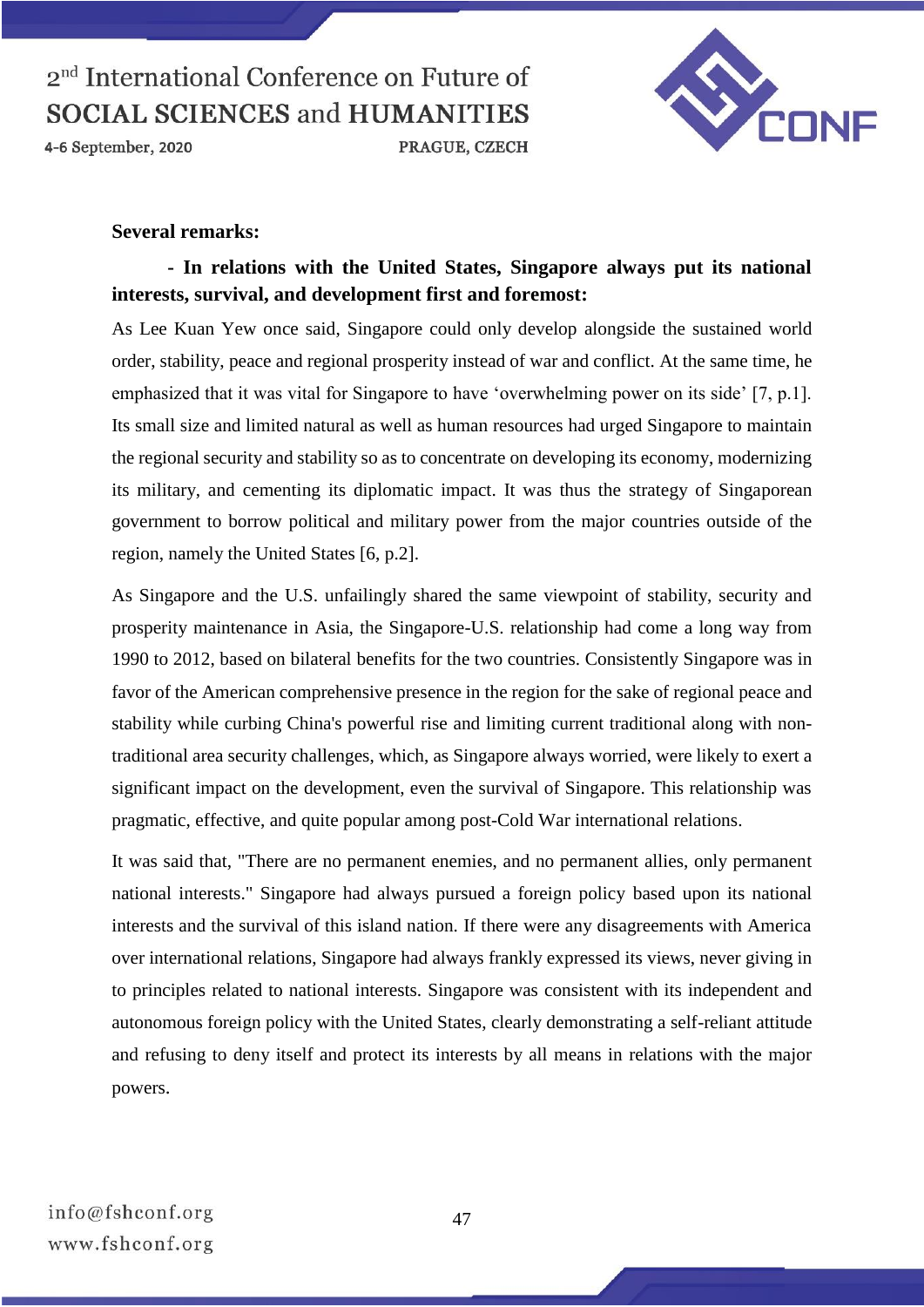**Several remarks:**

**- In relations with the United States, Singapore always put its national interests, survival, and development first and foremost:**

As Lee Kuan Yew once said, Singapore could only develop alongside the sustained world order, stability, peace and regional prosperity instead of war and conflict. At the same time, he emphasized that it was vital for Singapore to have 'overwhelming power on its side' [7, p.1]. Its small size and limited natural as well as human resources had urged Singapore to maintain the regional security and stability so as to concentrate on developing its economy, modernizing its military, and cementing its diplomatic impact. It was thus the strategy of Singaporean government to borrow political and military power from the major countries outside of the region, namely the United States [6, p.2].

As Singapore and the U.S. unfailingly shared the same viewpoint of stability, security and prosperity maintenance in Asia, the Singapore-U.S. relationship had come a long way from 1990 to 2012, based on bilateral benefits for the two countries. Consistently Singapore was in favor of the American comprehensive presence in the region for the sake of regional peace and stability while curbing China's powerful rise and limiting current traditional along with non-traditional area security challenges, which, as Singapore always worried, were likely to exert a significant impact on the development, even the survival of Singapore. This relationship was pragmatic, effective, and quite popular among post-Cold War international relations.

It was said that, "There are no permanent enemies, and no permanent allies, only permanent national interests." Singapore had always pursued a foreign policy based upon its national interests and the survival of this island nation. If there were any disagreements with America over international relations, Singapore had always frankly expressed its views, never giving in to principles related to national interests. Singapore was consistent with its independent and autonomous foreign policy with the United States, clearly demonstrating a self-reliant attitude and refusing to deny itself and protect its interests by all means in relations with the major powers.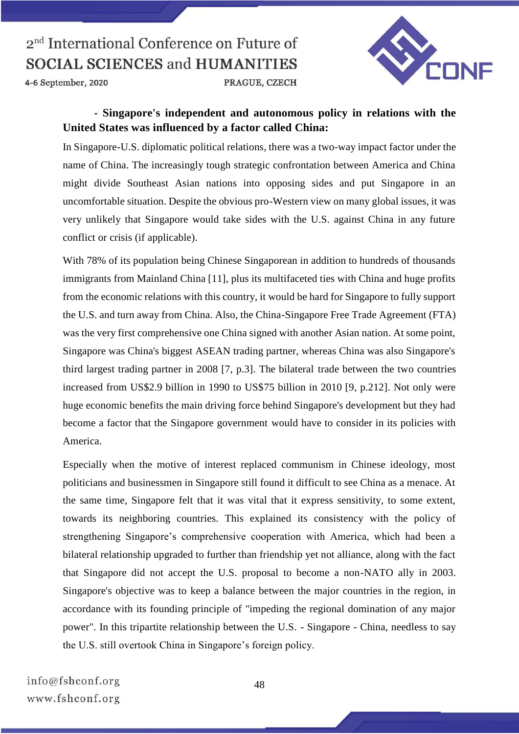**- Singapore's independent and autonomous policy in relations with the United States was influenced by a factor called China:**

In Singapore-U.S. diplomatic political relations, there was a two-way impact factor under the name of China. The increasingly tough strategic confrontation between America and China might divide Southeast Asian nations into opposing sides and put Singapore in an uncomfortable situation. Despite the obvious pro-Western view on many global issues, it was very unlikely that Singapore would take sides with the U.S. against China in any future conflict or crisis (if applicable).

With 78% of its population being Chinese Singaporean in addition to hundreds of thousands immigrants from Mainland China [11], plus its multifaceted ties with China and huge profits from the economic relations with this country, it would be hard for Singapore to fully support the U.S. and turn away from China. Also, the China-Singapore Free Trade Agreement (FTA) was the very first comprehensive one China signed with another Asian nation. At some point, Singapore was China's biggest ASEAN trading partner, whereas China was also Singapore's third largest trading partner in 2008 [7, p.3]. The bilateral trade between the two countries increased from US$2.9 billion in 1990 to US$75 billion in 2010 [9, p.212]. Not only were huge economic benefits the main driving force behind Singapore's development but they had become a factor that the Singapore government would have to consider in its policies with America.

Especially when the motive of interest replaced communism in Chinese ideology, most politicians and businessmen in Singapore still found it difficult to see China as a menace. At the same time, Singapore felt that it was vital that it express sensitivity, to some extent, towards its neighboring countries. This explained its consistency with the policy of strengthening Singapore's comprehensive cooperation with America, which had been a bilateral relationship upgraded to further than friendship yet not alliance, along with the fact that Singapore did not accept the U.S. proposal to become a non-NATO ally in 2003. Singapore's objective was to keep a balance between the major countries in the region, in accordance with its founding principle of "impeding the regional domination of any major power". In this tripartite relationship between the U.S. - Singapore - China, needless to say the U.S. still overtook China in Singapore's foreign policy.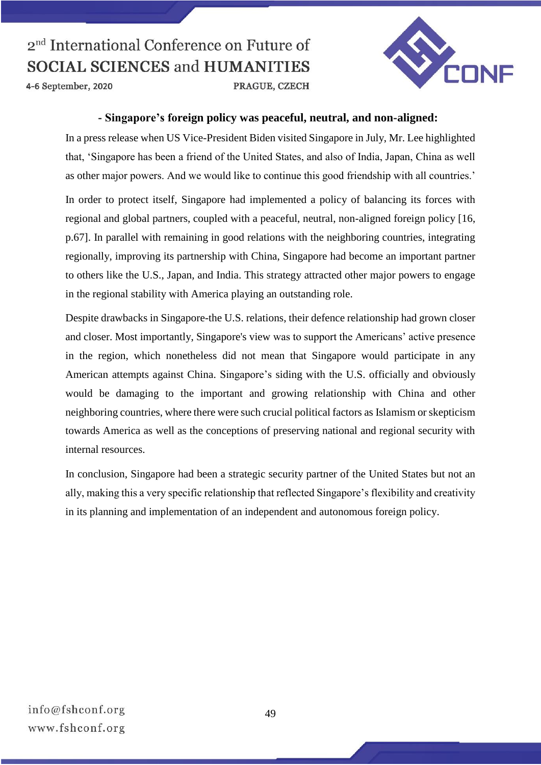**- Singapore's foreign policy was peaceful, neutral, and non-aligned:**

In a press release when US Vice-President Biden visited Singapore in July, Mr. Lee highlighted that, 'Singapore has been a friend of the United States, and also of India, Japan, China as well as other major powers. And we would like to continue this good friendship with all countries.'

In order to protect itself, Singapore had implemented a policy of balancing its forces with regional and global partners, coupled with a peaceful, neutral, non-aligned foreign policy [16, p.67]. In parallel with remaining in good relations with the neighboring countries, integrating regionally, improving its partnership with China, Singapore had become an important partner to others like the U.S., Japan, and India. This strategy attracted other major powers to engage in the regional stability with America playing an outstanding role.

Despite drawbacks in Singapore-the U.S. relations, their defence relationship had grown closer and closer. Most importantly, Singapore's view was to support the Americans' active presence in the region, which nonetheless did not mean that Singapore would participate in any American attempts against China. Singapore's siding with the U.S. officially and obviously would be damaging to the important and growing relationship with China and other neighboring countries, where there were such crucial political factors as Islamism or skepticism towards America as well as the conceptions of preserving national and regional security with internal resources.

In conclusion, Singapore had been a strategic security partner of the United States but not an ally, making this a very specific relationship that reflected Singapore's flexibility and creativity in its planning and implementation of an independent and autonomous foreign policy.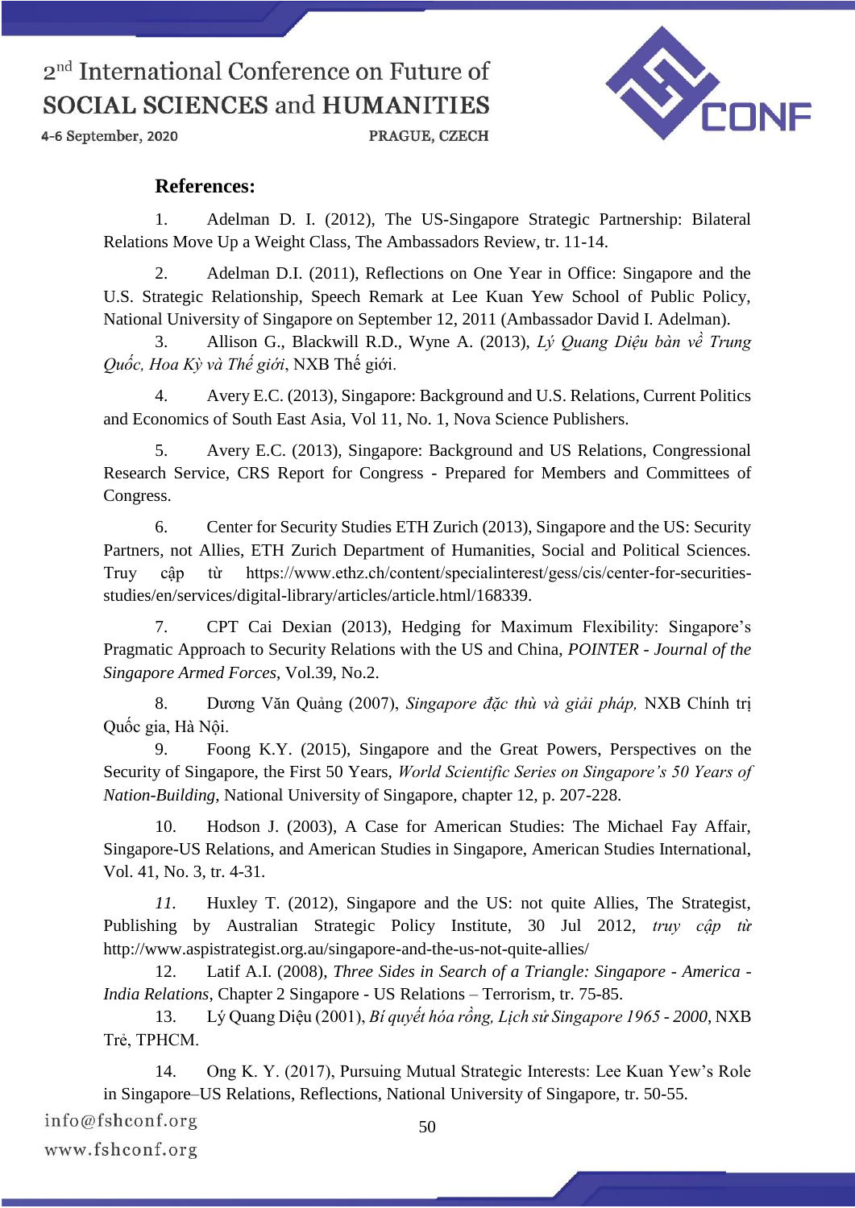**References:**

1. Adelman D. I. (2012), The US-Singapore Strategic Partnership: Bilateral Relations Move Up a Weight Class, The Ambassadors Review, tr. 11-14.

2. Adelman D.I. (2011), Reflections on One Year in Office: Singapore and the U.S. Strategic Relationship, Speech Remark at Lee Kuan Yew School of Public Policy, National University of Singapore on September 12, 2011 (Ambassador David I. Adelman).

3. Allison G., Blackwill R.D., Wyne A. (2013), *Lý Quang Diệu bàn về Trung Quốc, Hoa Kỳ và Thế giới*, NXB Thế giới.

4. Avery E.C. (2013), Singapore: Background and U.S. Relations, Current Politics and Economics of South East Asia, Vol 11, No. 1, Nova Science Publishers.

5. Avery E.C. (2013), Singapore: Background and US Relations, Congressional Research Service, CRS Report for Congress - Prepared for Members and Committees of Congress.

6. Center for Security Studies ETH Zurich (2013), Singapore and the US: Security Partners, not Allies, ETH Zurich Department of Humanities, Social and Political Sciences. Truy cập từ https://www.ethz.ch/content/specialinterest/gess/cis/center-for-securities-studies/en/services/digital-library/articles/article.html/168339.

7. CPT Cai Dexian (2013), Hedging for Maximum Flexibility: Singapore's Pragmatic Approach to Security Relations with the US and China, *POINTER - Journal of the Singapore Armed Forces*, Vol.39, No.2.

8. Dương Văn Quảng (2007), *Singapore đặc thù và giải pháp,* NXB Chính trị Quốc gia, Hà Nội.

9. Foong K.Y. (2015), Singapore and the Great Powers, Perspectives on the Security of Singapore, the First 50 Years, *World Scientific Series on Singapore's 50 Years of Nation-Building*, National University of Singapore, chapter 12, p. 207-228.

10. Hodson J. (2003), A Case for American Studies: The Michael Fay Affair, Singapore-US Relations, and American Studies in Singapore, American Studies International, Vol. 41, No. 3, tr. 4-31.

11. Huxley T. (2012), Singapore and the US: not quite Allies, The Strategist, Publishing by Australian Strategic Policy Institute, 30 Jul 2012, *truy cập từ* http://www.aspistrategist.org.au/singapore-and-the-us-not-quite-allies/

12. Latif A.I. (2008), *Three Sides in Search of a Triangle: Singapore - America - India Relations*, Chapter 2 Singapore - US Relations – Terrorism, tr. 75-85.

13. Lý Quang Diệu (2001), *Bí quyết hóa rồng, Lịch sử Singapore 1965 - 2000*, NXB Trẻ, TPHCM.

14. Ong K. Y. (2017), Pursuing Mutual Strategic Interests: Lee Kuan Yew's Role in Singapore–US Relations, Reflections, National University of Singapore, tr. 50-55.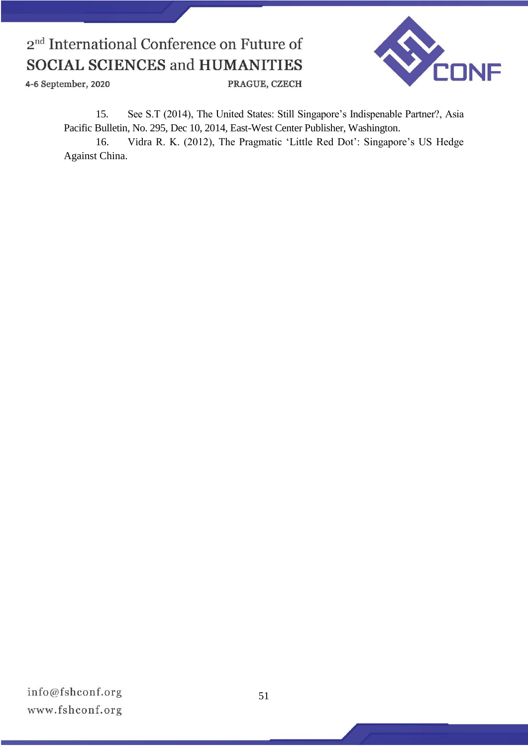15. See S.T (2014), The United States: Still Singapore's Indispenable Partner?, Asia Pacific Bulletin, No. 295, Dec 10, 2014, East-West Center Publisher, Washington.

16. Vidra R. K. (2012), The Pragmatic 'Little Red Dot': Singapore's US Hedge Against China.